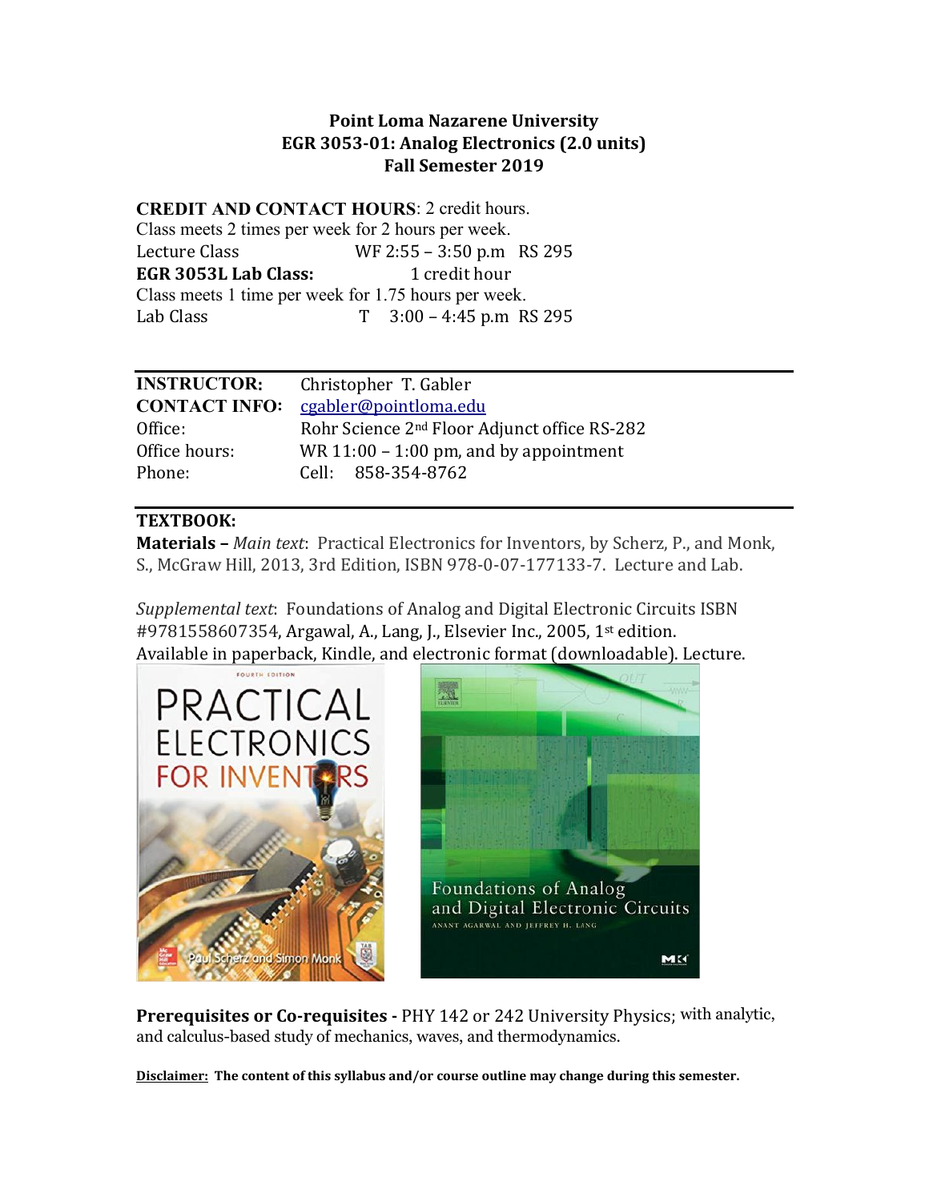**Point Loma Nazarene University**
**EGR 3053-01: Analog Electronics (2.0 units)**
**Fall Semester 2019**

**CREDIT AND CONTACT HOURS**: 2 credit hours.
Class meets 2 times per week for 2 hours per week.
Lecture Class WF 2:55 – 3:50 p.m RS 295
**EGR 3053L Lab Class:** 1 credit hour
Class meets 1 time per week for 1.75 hours per week.
Lab Class T 3:00 – 4:45 p.m RS 295

| | |
|---|---|
| **INSTRUCTOR:** | Christopher T. Gabler |
| **CONTACT INFO:** | cgabler@pointloma.edu |
| Office: | Rohr Science 2nd Floor Adjunct office RS-282 |
| Office hours: | WR 11:00 – 1:00 pm, and by appointment |
| Phone: | Cell: 858-354-8762 |

**TEXTBOOK:**

**Materials –** *Main text*: Practical Electronics for Inventors, by Scherz, P., and Monk, S., McGraw Hill, 2013, 3rd Edition, ISBN 978-0-07-177133-7. Lecture and Lab.

*Supplemental text*: Foundations of Analog and Digital Electronic Circuits ISBN #9781558607354, Argawal, A., Lang, J., Elsevier Inc., 2005, 1st edition. Available in paperback, Kindle, and electronic format (downloadable). Lecture.

**Prerequisites or Co-requisites -** PHY 142 or 242 University Physics; with analytic, and calculus-based study of mechanics, waves, and thermodynamics.

**Disclaimer: The content of this syllabus and/or course outline may change during this semester.**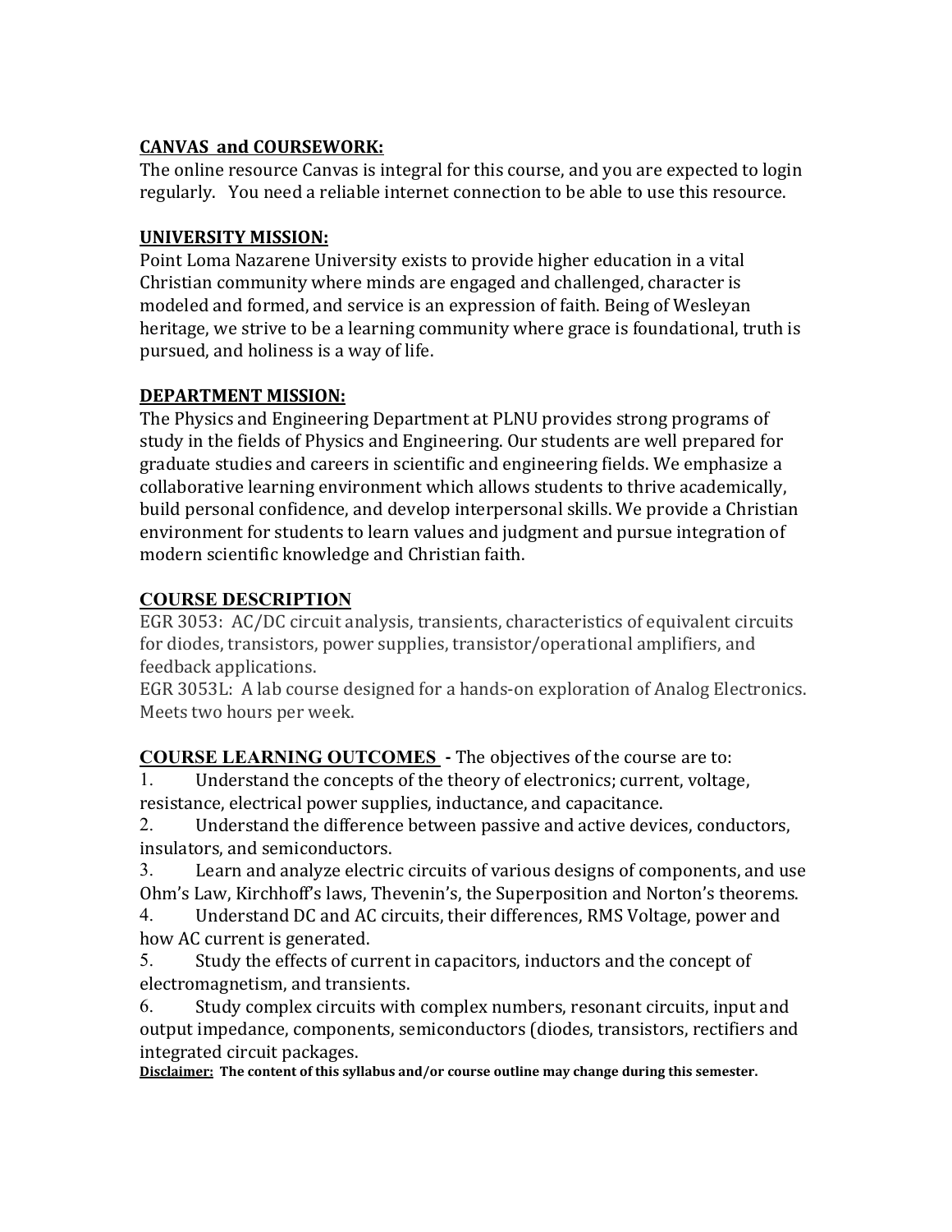## CANVAS and COURSEWORK:

The online resource Canvas is integral for this course, and you are expected to login regularly. You need a reliable internet connection to be able to use this resource.

## UNIVERSITY MISSION:

Point Loma Nazarene University exists to provide higher education in a vital Christian community where minds are engaged and challenged, character is modeled and formed, and service is an expression of faith. Being of Wesleyan heritage, we strive to be a learning community where grace is foundational, truth is pursued, and holiness is a way of life.

## DEPARTMENT MISSION:

The Physics and Engineering Department at PLNU provides strong programs of study in the fields of Physics and Engineering. Our students are well prepared for graduate studies and careers in scientific and engineering fields. We emphasize a collaborative learning environment which allows students to thrive academically, build personal confidence, and develop interpersonal skills. We provide a Christian environment for students to learn values and judgment and pursue integration of modern scientific knowledge and Christian faith.

## COURSE DESCRIPTION

EGR 3053: AC/DC circuit analysis, transients, characteristics of equivalent circuits for diodes, transistors, power supplies, transistor/operational amplifiers, and feedback applications.

EGR 3053L: A lab course designed for a hands-on exploration of Analog Electronics. Meets two hours per week.

## COURSE LEARNING OUTCOMES - The objectives of the course are to:

1. Understand the concepts of the theory of electronics; current, voltage, resistance, electrical power supplies, inductance, and capacitance.
2. Understand the difference between passive and active devices, conductors, insulators, and semiconductors.
3. Learn and analyze electric circuits of various designs of components, and use Ohm's Law, Kirchhoff's laws, Thevenin's, the Superposition and Norton's theorems.
4. Understand DC and AC circuits, their differences, RMS Voltage, power and how AC current is generated.
5. Study the effects of current in capacitors, inductors and the concept of electromagnetism, and transients.
6. Study complex circuits with complex numbers, resonant circuits, input and output impedance, components, semiconductors (diodes, transistors, rectifiers and integrated circuit packages.

**Disclaimer: The content of this syllabus and/or course outline may change during this semester.**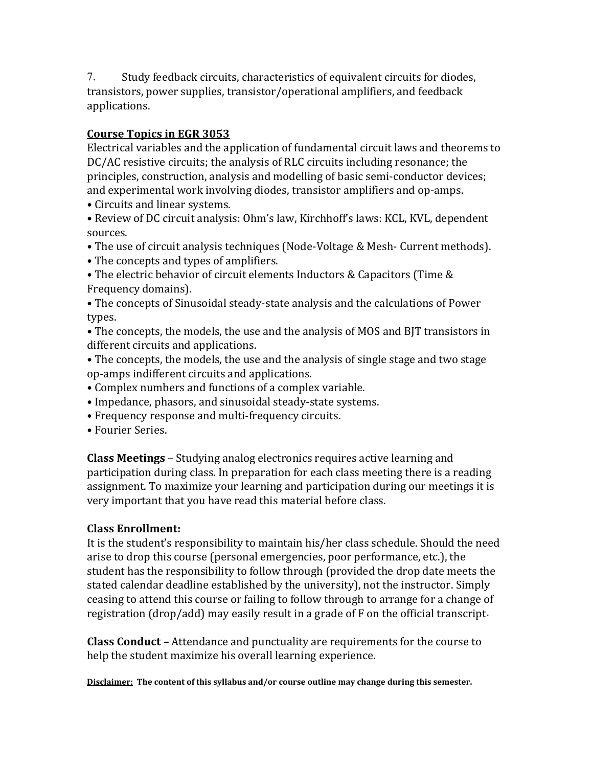7. Study feedback circuits, characteristics of equivalent circuits for diodes, transistors, power supplies, transistor/operational amplifiers, and feedback applications.

## Course Topics in EGR 3053

Electrical variables and the application of fundamental circuit laws and theorems to DC/AC resistive circuits; the analysis of RLC circuits including resonance; the principles, construction, analysis and modelling of basic semi-conductor devices; and experimental work involving diodes, transistor amplifiers and op-amps.

- Circuits and linear systems.
- Review of DC circuit analysis: Ohm's law, Kirchhoff's laws: KCL, KVL, dependent sources.
- The use of circuit analysis techniques (Node-Voltage & Mesh- Current methods).
- The concepts and types of amplifiers.
- The electric behavior of circuit elements Inductors & Capacitors (Time & Frequency domains).
- The concepts of Sinusoidal steady-state analysis and the calculations of Power types.
- The concepts, the models, the use and the analysis of MOS and BJT transistors in different circuits and applications.
- The concepts, the models, the use and the analysis of single stage and two stage op-amps indifferent circuits and applications.
- Complex numbers and functions of a complex variable.
- Impedance, phasors, and sinusoidal steady-state systems.
- Frequency response and multi-frequency circuits.
- Fourier Series.

**Class Meetings** – Studying analog electronics requires active learning and participation during class. In preparation for each class meeting there is a reading assignment. To maximize your learning and participation during our meetings it is very important that you have read this material before class.

**Class Enrollment:**

It is the student's responsibility to maintain his/her class schedule. Should the need arise to drop this course (personal emergencies, poor performance, etc.), the student has the responsibility to follow through (provided the drop date meets the stated calendar deadline established by the university), not the instructor. Simply ceasing to attend this course or failing to follow through to arrange for a change of registration (drop/add) may easily result in a grade of F on the official transcript.

**Class Conduct –** Attendance and punctuality are requirements for the course to help the student maximize his overall learning experience.

**Disclaimer: The content of this syllabus and/or course outline may change during this semester.**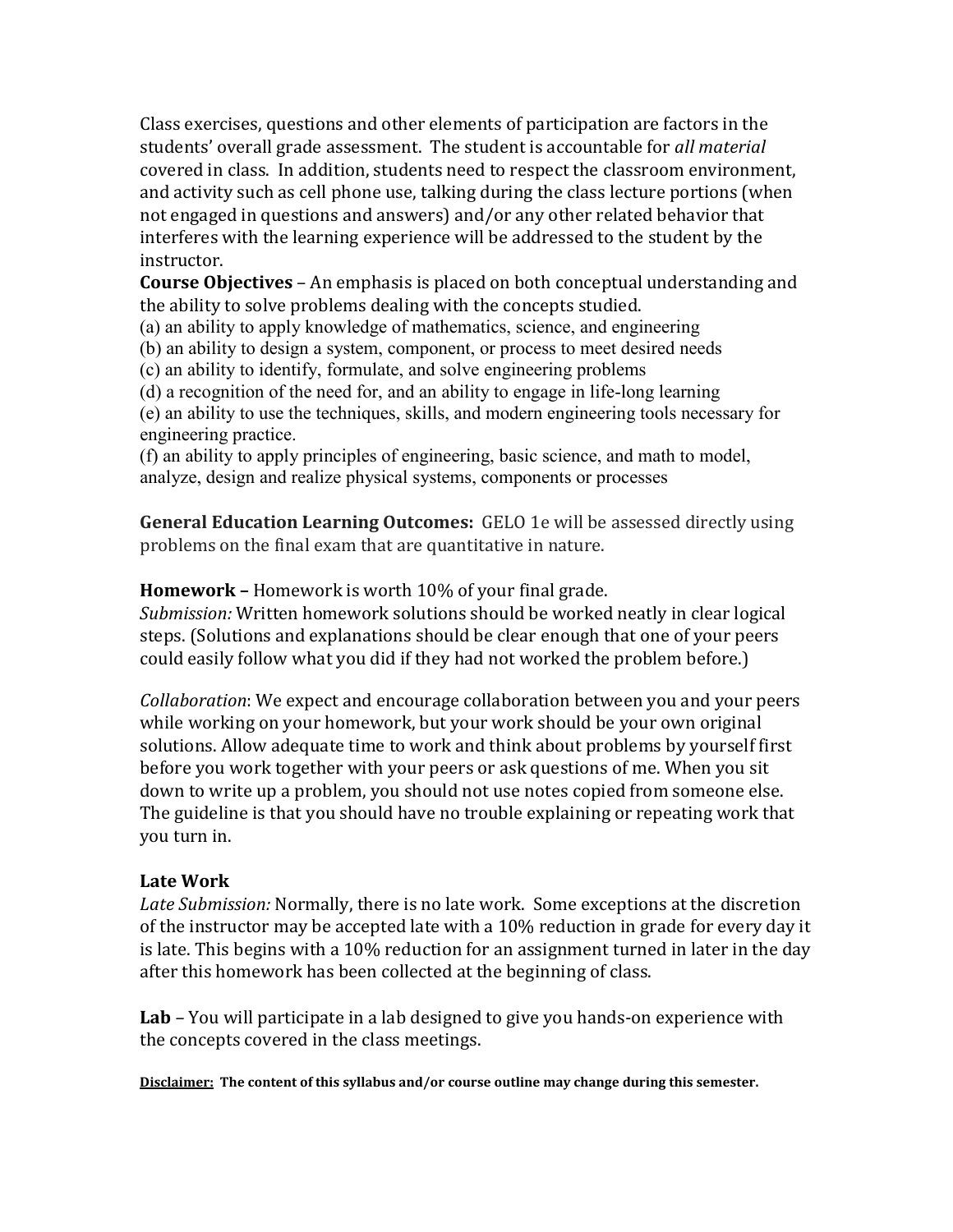Class exercises, questions and other elements of participation are factors in the students' overall grade assessment. The student is accountable for *all material* covered in class. In addition, students need to respect the classroom environment, and activity such as cell phone use, talking during the class lecture portions (when not engaged in questions and answers) and/or any other related behavior that interferes with the learning experience will be addressed to the student by the instructor.

**Course Objectives** – An emphasis is placed on both conceptual understanding and the ability to solve problems dealing with the concepts studied.

(a) an ability to apply knowledge of mathematics, science, and engineering
(b) an ability to design a system, component, or process to meet desired needs
(c) an ability to identify, formulate, and solve engineering problems
(d) a recognition of the need for, and an ability to engage in life-long learning
(e) an ability to use the techniques, skills, and modern engineering tools necessary for engineering practice.
(f) an ability to apply principles of engineering, basic science, and math to model, analyze, design and realize physical systems, components or processes

**General Education Learning Outcomes:** GELO 1e will be assessed directly using problems on the final exam that are quantitative in nature.

**Homework –** Homework is worth 10% of your final grade.
*Submission:* Written homework solutions should be worked neatly in clear logical steps. (Solutions and explanations should be clear enough that one of your peers could easily follow what you did if they had not worked the problem before.)

*Collaboration*: We expect and encourage collaboration between you and your peers while working on your homework, but your work should be your own original solutions. Allow adequate time to work and think about problems by yourself first before you work together with your peers or ask questions of me. When you sit down to write up a problem, you should not use notes copied from someone else. The guideline is that you should have no trouble explaining or repeating work that you turn in.

**Late Work**
*Late Submission:* Normally, there is no late work. Some exceptions at the discretion of the instructor may be accepted late with a 10% reduction in grade for every day it is late. This begins with a 10% reduction for an assignment turned in later in the day after this homework has been collected at the beginning of class.

**Lab** – You will participate in a lab designed to give you hands-on experience with the concepts covered in the class meetings.

**Disclaimer: The content of this syllabus and/or course outline may change during this semester.**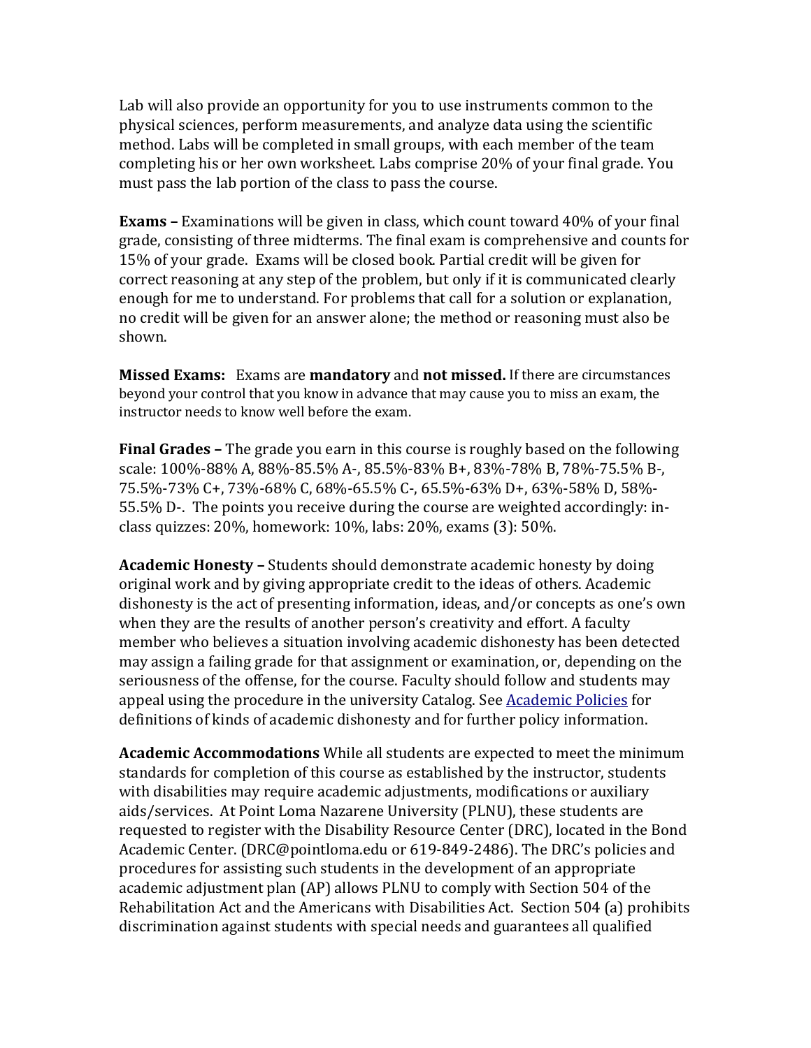Lab will also provide an opportunity for you to use instruments common to the physical sciences, perform measurements, and analyze data using the scientific method. Labs will be completed in small groups, with each member of the team completing his or her own worksheet. Labs comprise 20% of your final grade. You must pass the lab portion of the class to pass the course.

**Exams –** Examinations will be given in class, which count toward 40% of your final grade, consisting of three midterms. The final exam is comprehensive and counts for 15% of your grade. Exams will be closed book. Partial credit will be given for correct reasoning at any step of the problem, but only if it is communicated clearly enough for me to understand. For problems that call for a solution or explanation, no credit will be given for an answer alone; the method or reasoning must also be shown.

**Missed Exams:** Exams are **mandatory** and **not missed.** If there are circumstances beyond your control that you know in advance that may cause you to miss an exam, the instructor needs to know well before the exam.

**Final Grades –** The grade you earn in this course is roughly based on the following scale: 100%-88% A, 88%-85.5% A-, 85.5%-83% B+, 83%-78% B, 78%-75.5% B-, 75.5%-73% C+, 73%-68% C, 68%-65.5% C-, 65.5%-63% D+, 63%-58% D, 58%-55.5% D-. The points you receive during the course are weighted accordingly: in-class quizzes: 20%, homework: 10%, labs: 20%, exams (3): 50%.

**Academic Honesty –** Students should demonstrate academic honesty by doing original work and by giving appropriate credit to the ideas of others. Academic dishonesty is the act of presenting information, ideas, and/or concepts as one's own when they are the results of another person's creativity and effort. A faculty member who believes a situation involving academic dishonesty has been detected may assign a failing grade for that assignment or examination, or, depending on the seriousness of the offense, for the course. Faculty should follow and students may appeal using the procedure in the university Catalog. See [Academic Policies] for definitions of kinds of academic dishonesty and for further policy information.

**Academic Accommodations** While all students are expected to meet the minimum standards for completion of this course as established by the instructor, students with disabilities may require academic adjustments, modifications or auxiliary aids/services. At Point Loma Nazarene University (PLNU), these students are requested to register with the Disability Resource Center (DRC), located in the Bond Academic Center. (DRC@pointloma.edu or 619-849-2486). The DRC's policies and procedures for assisting such students in the development of an appropriate academic adjustment plan (AP) allows PLNU to comply with Section 504 of the Rehabilitation Act and the Americans with Disabilities Act. Section 504 (a) prohibits discrimination against students with special needs and guarantees all qualified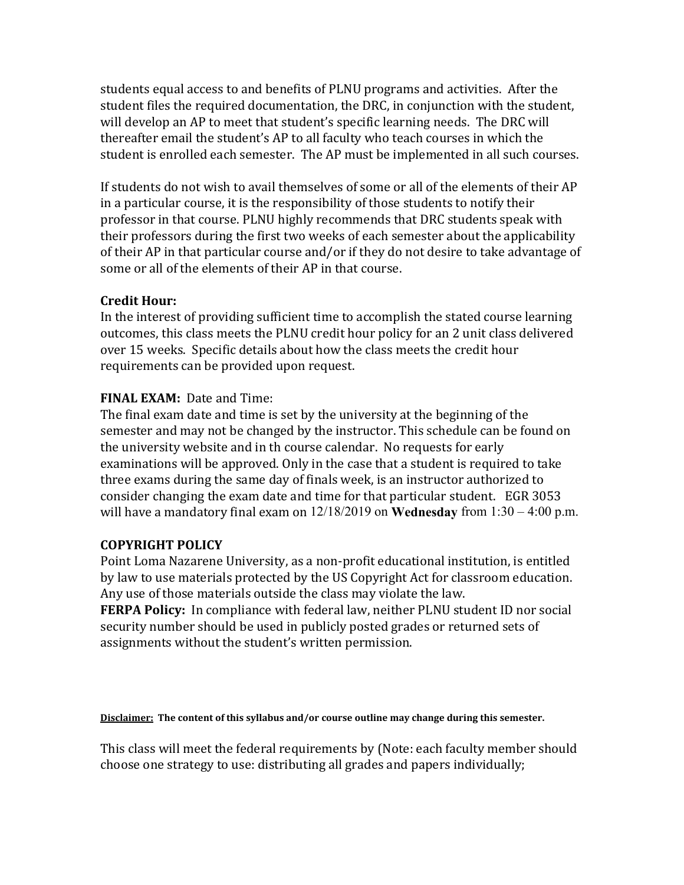students equal access to and benefits of PLNU programs and activities. After the student files the required documentation, the DRC, in conjunction with the student, will develop an AP to meet that student's specific learning needs. The DRC will thereafter email the student's AP to all faculty who teach courses in which the student is enrolled each semester. The AP must be implemented in all such courses.

If students do not wish to avail themselves of some or all of the elements of their AP in a particular course, it is the responsibility of those students to notify their professor in that course. PLNU highly recommends that DRC students speak with their professors during the first two weeks of each semester about the applicability of their AP in that particular course and/or if they do not desire to take advantage of some or all of the elements of their AP in that course.

**Credit Hour:**
In the interest of providing sufficient time to accomplish the stated course learning outcomes, this class meets the PLNU credit hour policy for an 2 unit class delivered over 15 weeks. Specific details about how the class meets the credit hour requirements can be provided upon request.

**FINAL EXAM:** Date and Time:
The final exam date and time is set by the university at the beginning of the semester and may not be changed by the instructor. This schedule can be found on the university website and in th course calendar. No requests for early examinations will be approved. Only in the case that a student is required to take three exams during the same day of finals week, is an instructor authorized to consider changing the exam date and time for that particular student. EGR 3053 will have a mandatory final exam on 12/18/2019 on **Wednesday** from 1:30 – 4:00 p.m.

**COPYRIGHT POLICY**
Point Loma Nazarene University, as a non-profit educational institution, is entitled by law to use materials protected by the US Copyright Act for classroom education. Any use of those materials outside the class may violate the law.
**FERPA Policy:** In compliance with federal law, neither PLNU student ID nor social security number should be used in publicly posted grades or returned sets of assignments without the student's written permission.

**<u>Disclaimer:</u> The content of this syllabus and/or course outline may change during this semester.**

This class will meet the federal requirements by (Note: each faculty member should choose one strategy to use: distributing all grades and papers individually;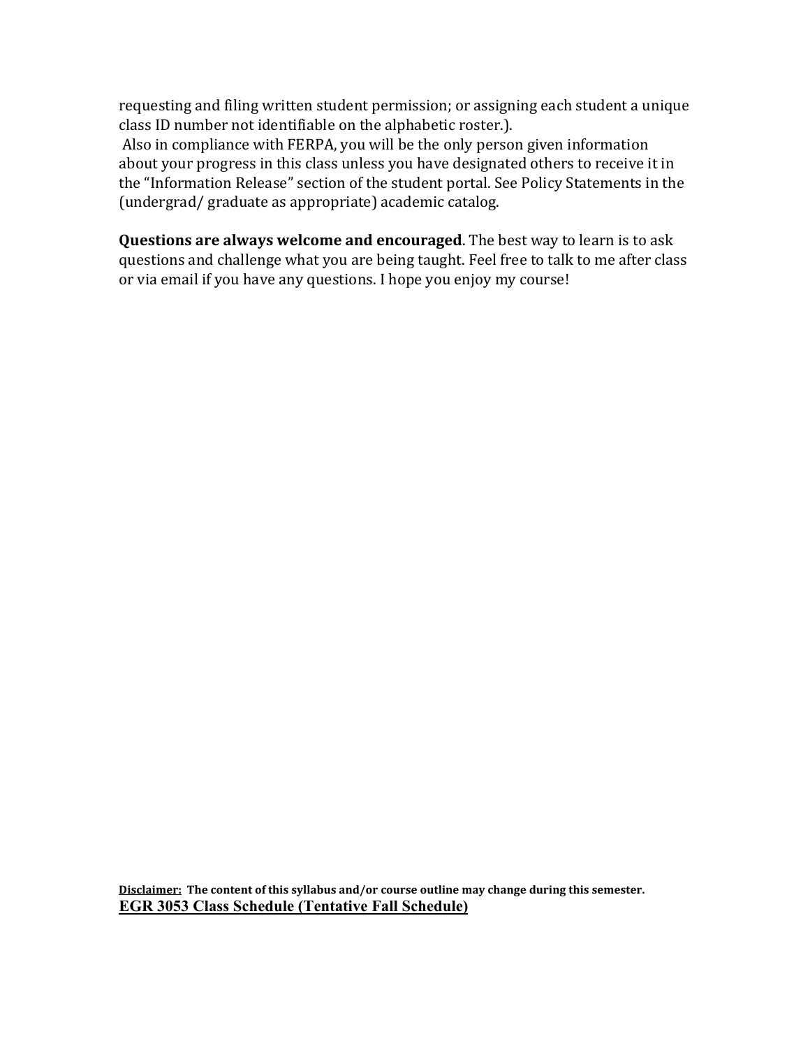requesting and filing written student permission; or assigning each student a unique class ID number not identifiable on the alphabetic roster.).

Also in compliance with FERPA, you will be the only person given information about your progress in this class unless you have designated others to receive it in the "Information Release" section of the student portal. See Policy Statements in the (undergrad/ graduate as appropriate) academic catalog.

**Questions are always welcome and encouraged**. The best way to learn is to ask questions and challenge what you are being taught. Feel free to talk to me after class or via email if you have any questions. I hope you enjoy my course!

**Disclaimer: The content of this syllabus and/or course outline may change during this semester.**

**EGR 3053 Class Schedule (Tentative Fall Schedule)**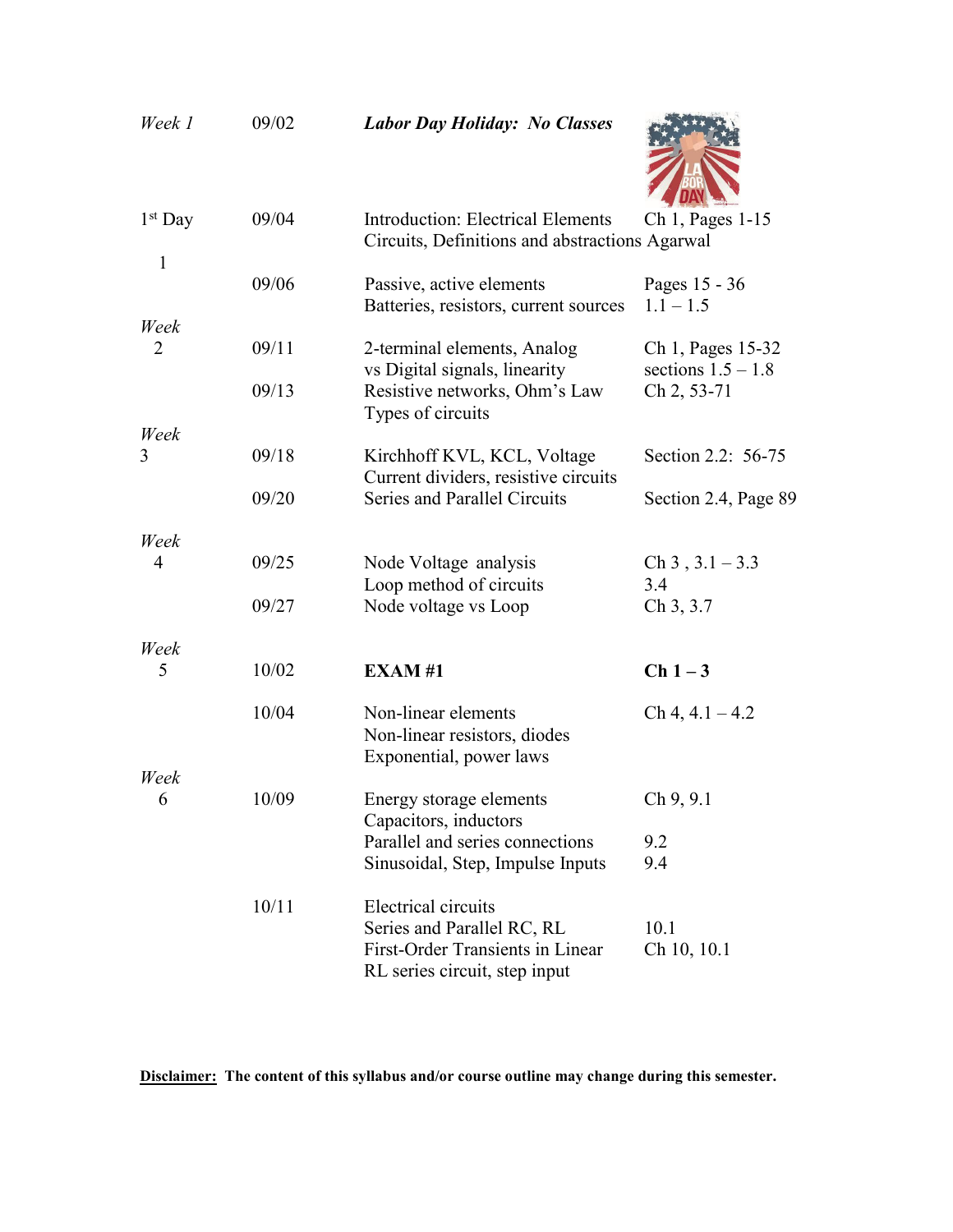| | | | |
|---|---|---|---|
| *Week 1* | 09/02 | ***Labor Day Holiday: No Classes*** | |
| 1st Day 1 | 09/04 | Introduction: Electrical Elements Circuits, Definitions and abstractions | Ch 1, Pages 1-15 Agarwal |
| | 09/06 | Passive, active elements Batteries, resistors, current sources | Pages 15 - 36 1.1 – 1.5 |
| *Week* 2 | 09/11 | 2-terminal elements, Analog vs Digital signals, linearity | Ch 1, Pages 15-32 sections 1.5 – 1.8 |
| | 09/13 | Resistive networks, Ohm's Law Types of circuits | Ch 2, 53-71 |
| *Week* 3 | 09/18 | Kirchhoff KVL, KCL, Voltage Current dividers, resistive circuits | Section 2.2: 56-75 |
| | 09/20 | Series and Parallel Circuits | Section 2.4, Page 89 |
| *Week* 4 | 09/25 | Node Voltage analysis Loop method of circuits | Ch 3 , 3.1 – 3.3 3.4 |
| | 09/27 | Node voltage vs Loop | Ch 3, 3.7 |
| *Week* 5 | 10/02 | **EXAM #1** | **Ch 1 – 3** |
| | 10/04 | Non-linear elements Non-linear resistors, diodes Exponential, power laws | Ch 4, 4.1 – 4.2 |
| *Week* 6 | 10/09 | Energy storage elements Capacitors, inductors | Ch 9, 9.1 |
| | | Parallel and series connections | 9.2 |
| | | Sinusoidal, Step, Impulse Inputs | 9.4 |
| | 10/11 | Electrical circuits Series and Parallel RC, RL | 10.1 |
| | | First-Order Transients in Linear RL series circuit, step input | Ch 10, 10.1 |

**Disclaimer: The content of this syllabus and/or course outline may change during this semester.**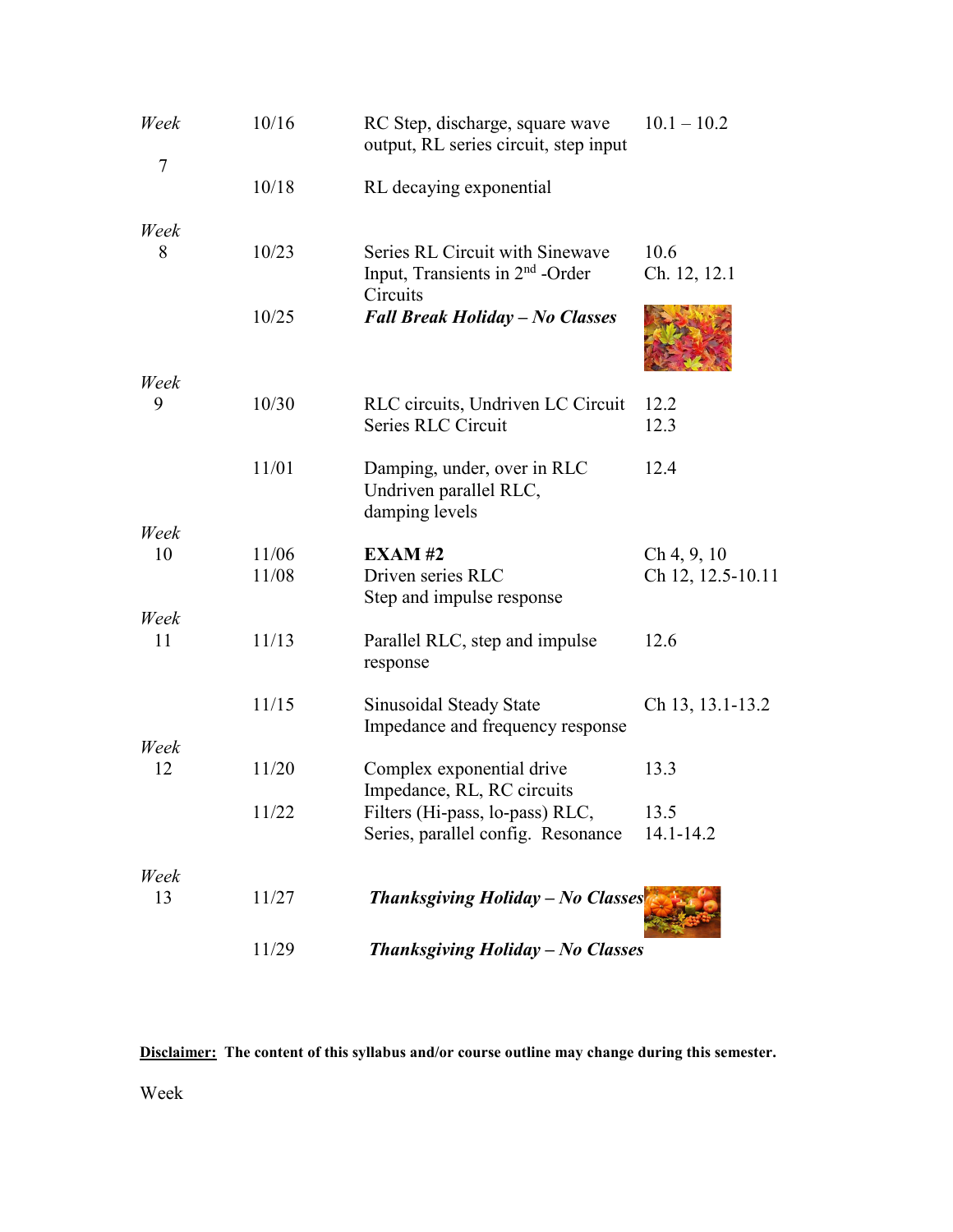| Week | Date | Topic | Reading |
|---|---|---|---|
| *Week* 7 | 10/16 | RC Step, discharge, square wave output, RL series circuit, step input | 10.1 – 10.2 |
| | 10/18 | RL decaying exponential | |
| *Week* 8 | 10/23 | Series RL Circuit with Sinewave Input, Transients in 2nd -Order Circuits | 10.6<br>Ch. 12, 12.1 |
| | 10/25 | ***Fall Break Holiday – No Classes*** | |
| *Week* 9 | 10/30 | RLC circuits, Undriven LC Circuit<br>Series RLC Circuit | 12.2<br>12.3 |
| | 11/01 | Damping, under, over in RLC<br>Undriven parallel RLC, damping levels | 12.4 |
| *Week* 10 | 11/06 | **EXAM #2** | Ch 4, 9, 10 |
| | 11/08 | Driven series RLC<br>Step and impulse response | Ch 12, 12.5-10.11 |
| *Week* 11 | 11/13 | Parallel RLC, step and impulse response | 12.6 |
| | 11/15 | Sinusoidal Steady State<br>Impedance and frequency response | Ch 13, 13.1-13.2 |
| *Week* 12 | 11/20 | Complex exponential drive<br>Impedance, RL, RC circuits | 13.3 |
| | 11/22 | Filters (Hi-pass, lo-pass) RLC,<br>Series, parallel config. Resonance | 13.5<br>14.1-14.2 |
| *Week* 13 | 11/27 | ***Thanksgiving Holiday – No Classes*** | |
| | 11/29 | ***Thanksgiving Holiday – No Classes*** | |

**Disclaimer:** **The content of this syllabus and/or course outline may change during this semester.**

Week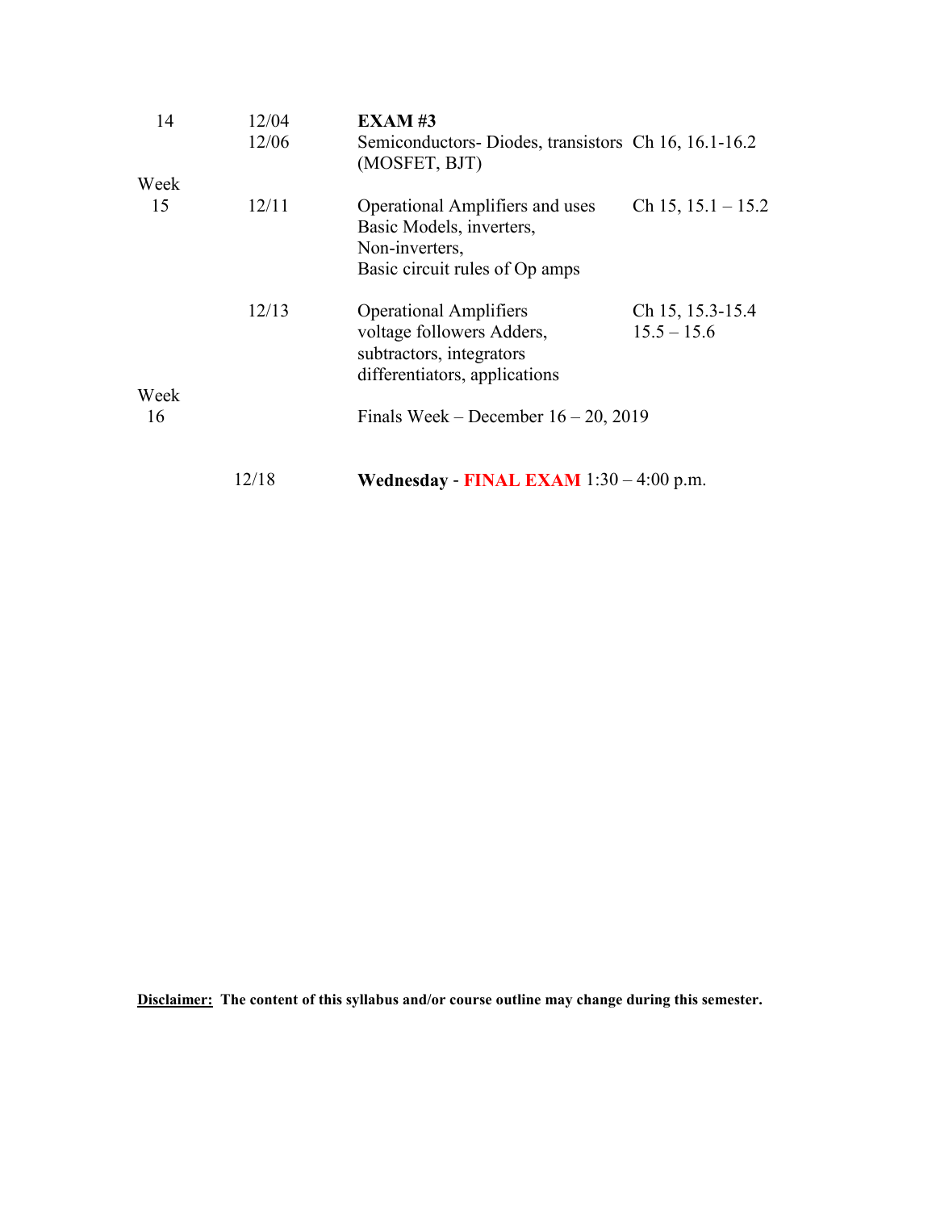| | | | |
|---|---|---|---|
| 14 | 12/04 | **EXAM #3** | |
| | 12/06 | Semiconductors- Diodes, transistors (MOSFET, BJT) | Ch 16, 16.1-16.2 |
| Week 15 | 12/11 | Operational Amplifiers and uses<br>Basic Models, inverters,<br>Non-inverters,<br>Basic circuit rules of Op amps | Ch 15, 15.1 – 15.2 |
| | 12/13 | Operational Amplifiers<br>voltage followers Adders,<br>subtractors, integrators<br>differentiators, applications | Ch 15, 15.3-15.4<br>15.5 – 15.6 |
| Week 16 | | Finals Week – December 16 – 20, 2019 | |
| | 12/18 | **Wednesday** - **FINAL EXAM** 1:30 – 4:00 p.m. | |

**Disclaimer:** **The content of this syllabus and/or course outline may change during this semester.**